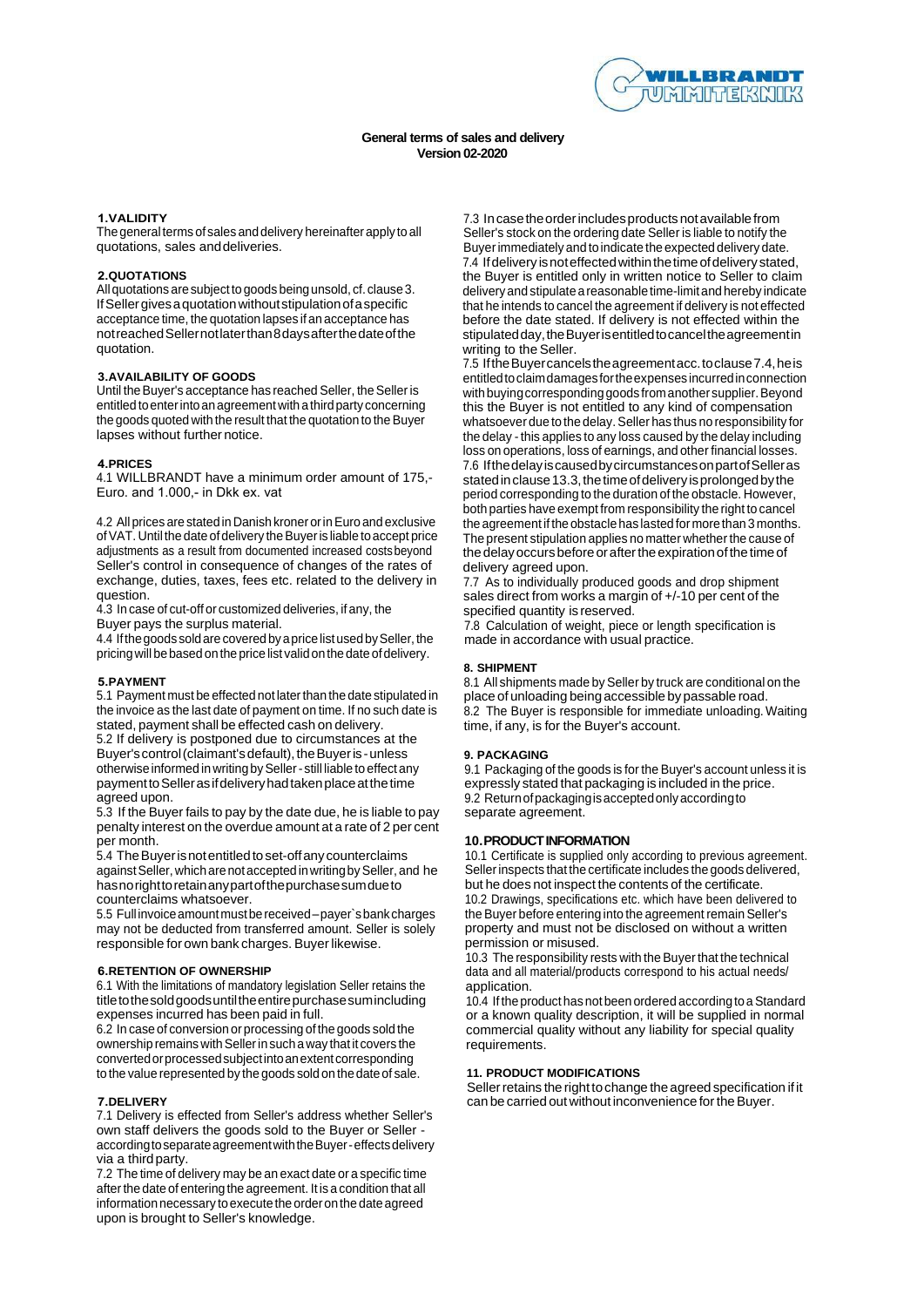**General terms of sales and delivery**
**Version 02-2020**

### 1.VALIDITY

The general terms of sales and delivery hereinafter apply to all quotations, sales and deliveries.

### 2.QUOTATIONS

All quotations are subject to goods being unsold, cf. clause 3. If Seller gives a quotation without stipulation of a specific acceptance time, the quotation lapses if an acceptance has not reached Seller not later than 8 days after the date of the quotation.

### 3.AVAILABILITY OF GOODS

Until the Buyer's acceptance has reached Seller, the Seller is entitled to enter into an agreement with a third party concerning the goods quoted with the result that the quotation to the Buyer lapses without further notice.

### 4.PRICES

4.1 WILLBRANDT have a minimum order amount of 175,- Euro. and 1.000,- in Dkk ex. vat

4.2 All prices are stated in Danish kroner or in Euro and exclusive of VAT. Until the date of delivery the Buyer is liable to accept price adjustments as a result from documented increased costs beyond Seller's control in consequence of changes of the rates of exchange, duties, taxes, fees etc. related to the delivery in question.

4.3 In case of cut-off or customized deliveries, if any, the Buyer pays the surplus material.

4.4 If the goods sold are covered by a price list used by Seller, the pricing will be based on the price list valid on the date of delivery.

### 5.PAYMENT

5.1 Payment must be effected not later than the date stipulated in the invoice as the last date of payment on time. If no such date is stated, payment shall be effected cash on delivery.

5.2 If delivery is postponed due to circumstances at the Buyer's control (claimant's default), the Buyer is - unless otherwise informed in writing by Seller - still liable to effect any payment to Seller as if delivery had taken place at the time agreed upon.

5.3 If the Buyer fails to pay by the date due, he is liable to pay penalty interest on the overdue amount at a rate of 2 per cent per month.

5.4 The Buyer is not entitled to set-off any counterclaims against Seller, which are not accepted in writing by Seller, and he has no right to retain any part of the purchase sum due to counterclaims whatsoever.

5.5 Full invoice amount must be received – payer`s bank charges may not be deducted from transferred amount. Seller is solely responsible for own bank charges. Buyer likewise.

### 6.RETENTION OF OWNERSHIP

6.1 With the limitations of mandatory legislation Seller retains the title to the sold goods until the entire purchase sum including expenses incurred has been paid in full.

6.2 In case of conversion or processing of the goods sold the ownership remains with Seller in such a way that it covers the converted or processed subject into an extent corresponding to the value represented by the goods sold on the date of sale.

### 7.DELIVERY

7.1 Delivery is effected from Seller's address whether Seller's own staff delivers the goods sold to the Buyer or Seller - according to separate agreement with the Buyer - effects delivery via a third party.

7.2 The time of delivery may be an exact date or a specific time after the date of entering the agreement. It is a condition that all information necessary to execute the order on the date agreed upon is brought to Seller's knowledge.

7.3 In case the order includes products not available from Seller's stock on the ordering date Seller is liable to notify the Buyer immediately and to indicate the expected delivery date.

7.4 If delivery is not effected within the time of delivery stated, the Buyer is entitled only in written notice to Seller to claim delivery and stipulate a reasonable time-limit and hereby indicate that he intends to cancel the agreement if delivery is not effected before the date stated. If delivery is not effected within the stipulated day, the Buyer is entitled to cancel the agreement in writing to the Seller.

7.5 If the Buyer cancels the agreement acc. to clause 7.4, he is entitled to claim damages for the expenses incurred in connection with buying corresponding goods from another supplier. Beyond this the Buyer is not entitled to any kind of compensation whatsoever due to the delay. Seller has thus no responsibility for the delay - this applies to any loss caused by the delay including loss on operations, loss of earnings, and other financial losses.

7.6 If the delay is caused by circumstances on part of Seller as stated in clause 13.3, the time of delivery is prolonged by the period corresponding to the duration of the obstacle. However, both parties have exempt from responsibility the right to cancel the agreement if the obstacle has lasted for more than 3 months. The present stipulation applies no matter whether the cause of the delay occurs before or after the expiration of the time of delivery agreed upon.

7.7 As to individually produced goods and drop shipment sales direct from works a margin of +/-10 per cent of the specified quantity is reserved.

7.8 Calculation of weight, piece or length specification is made in accordance with usual practice.

### 8. SHIPMENT

8.1 All shipments made by Seller by truck are conditional on the place of unloading being accessible by passable road.

8.2 The Buyer is responsible for immediate unloading. Waiting time, if any, is for the Buyer's account.

### 9. PACKAGING

9.1 Packaging of the goods is for the Buyer's account unless it is expressly stated that packaging is included in the price.

9.2 Return of packaging is accepted only according to separate agreement.

### 10.PRODUCT INFORMATION

10.1 Certificate is supplied only according to previous agreement. Seller inspects that the certificate includes the goods delivered, but he does not inspect the contents of the certificate.

10.2 Drawings, specifications etc. which have been delivered to the Buyer before entering into the agreement remain Seller's property and must not be disclosed on without a written permission or misused.

10.3 The responsibility rests with the Buyer that the technical data and all material/products correspond to his actual needs/ application.

10.4 If the product has not been ordered according to a Standard or a known quality description, it will be supplied in normal commercial quality without any liability for special quality requirements.

### 11. PRODUCT MODIFICATIONS

Seller retains the right to change the agreed specification if it can be carried out without inconvenience for the Buyer.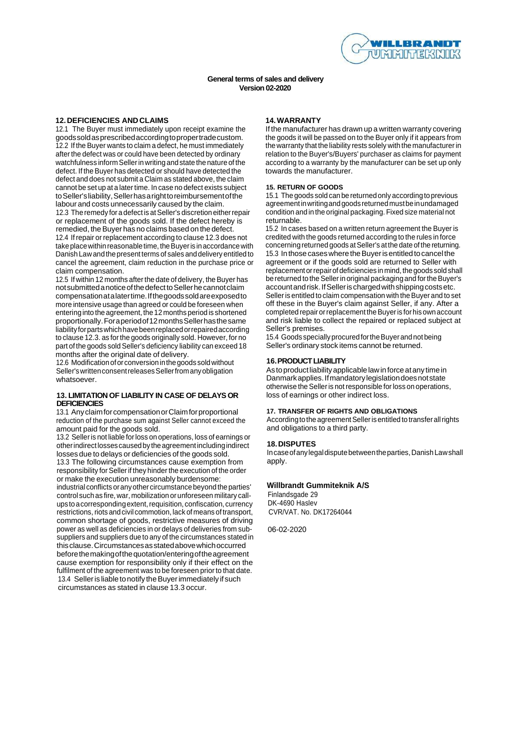**General terms of sales and delivery**
**Version 02-2020**

## 12. DEFICIENCIES AND CLAIMS

12.1 The Buyer must immediately upon receipt examine the goods sold as prescribed according to proper trade custom.

12.2 If the Buyer wants to claim a defect, he must immediately after the defect was or could have been detected by ordinary watchfulness inform Seller in writing and state the nature of the defect. If the Buyer has detected or should have detected the defect and does not submit a Claim as stated above, the claim cannot be set up at a later time. In case no defect exists subject to Seller's liability, Seller has a right to reimbursement of the labour and costs unnecessarily caused by the claim.

12.3 The remedy for a defect is at Seller's discretion either repair or replacement of the goods sold. If the defect hereby is remedied, the Buyer has no claims based on the defect.

12.4 If repair or replacement according to clause 12.3 does not take place within reasonable time, the Buyer is in accordance with Danish Law and the present terms of sales and delivery entitled to cancel the agreement, claim reduction in the purchase price or claim compensation.

12.5 If within 12 months after the date of delivery, the Buyer has not submitted a notice of the defect to Seller he cannot claim compensation at a later time. If the goods sold are exposed to more intensive usage than agreed or could be foreseen when entering into the agreement, the 12 months period is shortened proportionally. For a period of 12 months Seller has the same liability for parts which have been replaced or repaired according to clause 12.3. as for the goods originally sold. However, for no part of the goods sold Seller's deficiency liability can exceed 18 months after the original date of delivery.

12.6 Modification of or conversion in the goods sold without Seller's written consent releases Seller from any obligation whatsoever.

## 13. LIMITATION OF LIABILITY IN CASE OF DELAYS OR DEFICIENCIES

13.1 Any claim for compensation or Claim for proportional reduction of the purchase sum against Seller cannot exceed the amount paid for the goods sold.

13.2 Seller is not liable for loss on operations, loss of earnings or other indirect losses caused by the agreement including indirect losses due to delays or deficiencies of the goods sold.

13.3 The following circumstances cause exemption from responsibility for Seller if they hinder the execution of the order or make the execution unreasonably burdensome:
industrial conflicts or any other circumstance beyond the parties' control such as fire, war, mobilization or unforeseen military call-ups to a corresponding extent, requisition, confiscation, currency restrictions, riots and civil commotion, lack of means of transport, common shortage of goods, restrictive measures of driving power as well as deficiencies in or delays of deliveries from sub-suppliers and suppliers due to any of the circumstances stated in this clause. Circumstances as stated above which occurred before the making of the quotation/entering of the agreement cause exemption for responsibility only if their effect on the fulfilment of the agreement was to be foreseen prior to that date.

13.4 Seller is liable to notify the Buyer immediately if such circumstances as stated in clause 13.3 occur.

## 14. WARRANTY

If the manufacturer has drawn up a written warranty covering the goods it will be passed on to the Buyer only if it appears from the warranty that the liability rests solely with the manufacturer in relation to the Buyer's/Buyers' purchaser as claims for payment according to a warranty by the manufacturer can be set up only towards the manufacturer.

## 15. RETURN OF GOODS

15.1 The goods sold can be returned only according to previous agreement in writing and goods returned must be in undamaged condition and in the original packaging. Fixed size material not returnable.

15.2 In cases based on a written return agreement the Buyer is credited with the goods returned according to the rules in force concerning returned goods at Seller's at the date of the returning.

15.3 In those cases where the Buyer is entitled to cancel the agreement or if the goods sold are returned to Seller with replacement or repair of deficiencies in mind, the goods sold shall be returned to the Seller in original packaging and for the Buyer's account and risk. If Seller is charged with shipping costs etc. Seller is entitled to claim compensation with the Buyer and to set off these in the Buyer's claim against Seller, if any. After a completed repair or replacement the Buyer is for his own account and risk liable to collect the repaired or replaced subject at Seller's premises.

15.4 Goods specially procured for the Buyer and not being Seller's ordinary stock items cannot be returned.

## 16. PRODUCT LIABILITY

As to product liability applicable law in force at any time in Danmark applies. If mandatory legislation does not state otherwise the Seller is not responsible for loss on operations, loss of earnings or other indirect loss.

## 17. TRANSFER OF RIGHTS AND OBLIGATIONS

According to the agreement Seller is entitled to transfer all rights and obligations to a third party.

## 18. DISPUTES

In case of any legal dispute between the parties, Danish Law shall apply.

**Willbrandt Gummiteknik A/S**
Finlandsgade 29
DK-4690 Haslev
CVR/VAT. No. DK17264044

06-02-2020